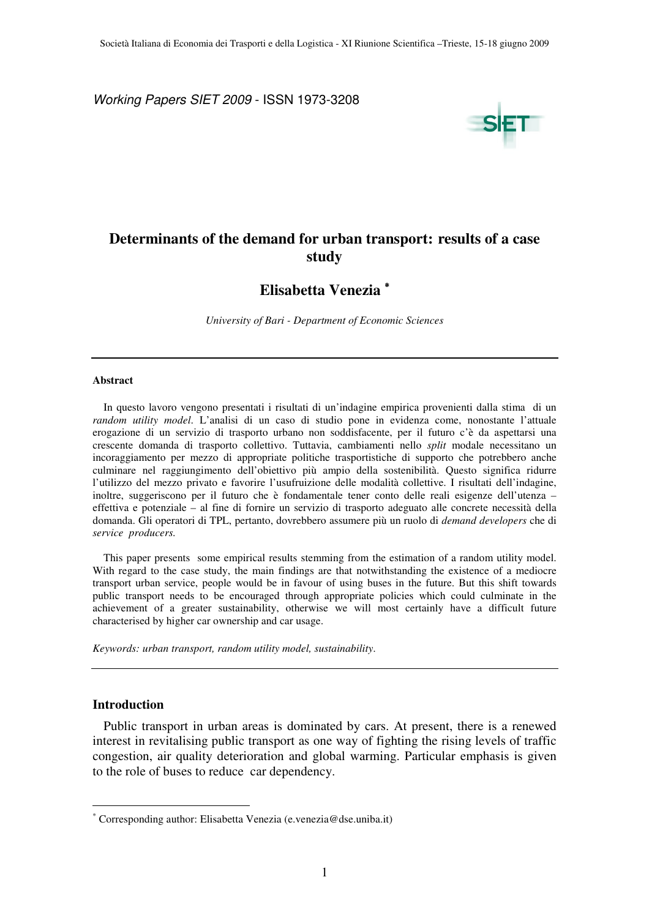*Working Papers SIET 2009* - ISSN 1973-3208

# Determinants of the demand for urban transport: results of a case study

## Elisabetta Venezia [*]

*University of Bari - Department of Economic Sciences*

---

**Abstract**

In questo lavoro vengono presentati i risultati di un'indagine empirica provenienti dalla stima di un *random utility model*. L'analisi di un caso di studio pone in evidenza come, nonostante l'attuale erogazione di un servizio di trasporto urbano non soddisfacente, per il futuro c'è da aspettarsi una crescente domanda di trasporto collettivo. Tuttavia, cambiamenti nello *split* modale necessitano un incoraggiamento per mezzo di appropriate politiche trasportistiche di supporto che potrebbero anche culminare nel raggiungimento dell'obiettivo più ampio della sostenibilità. Questo significa ridurre l'utilizzo del mezzo privato e favorire l'usufruizione delle modalità collettive. I risultati dell'indagine, inoltre, suggeriscono per il futuro che è fondamentale tener conto delle reali esigenze dell'utenza – effettiva e potenziale – al fine di fornire un servizio di trasporto adeguato alle concrete necessità della domanda. Gli operatori di TPL, pertanto, dovrebbero assumere più un ruolo di *demand developers* che di *service producers.*

This paper presents some empirical results stemming from the estimation of a random utility model. With regard to the case study, the main findings are that notwithstanding the existence of a mediocre transport urban service, people would be in favour of using buses in the future. But this shift towards public transport needs to be encouraged through appropriate policies which could culminate in the achievement of a greater sustainability, otherwise we will most certainly have a difficult future characterised by higher car ownership and car usage.

*Keywords: urban transport, random utility model, sustainability*.

---

### Introduction

Public transport in urban areas is dominated by cars. At present, there is a renewed interest in revitalising public transport as one way of fighting the rising levels of traffic congestion, air quality deterioration and global warming. Particular emphasis is given to the role of buses to reduce car dependency.

[*] Corresponding author: Elisabetta Venezia (e.venezia@dse.uniba.it)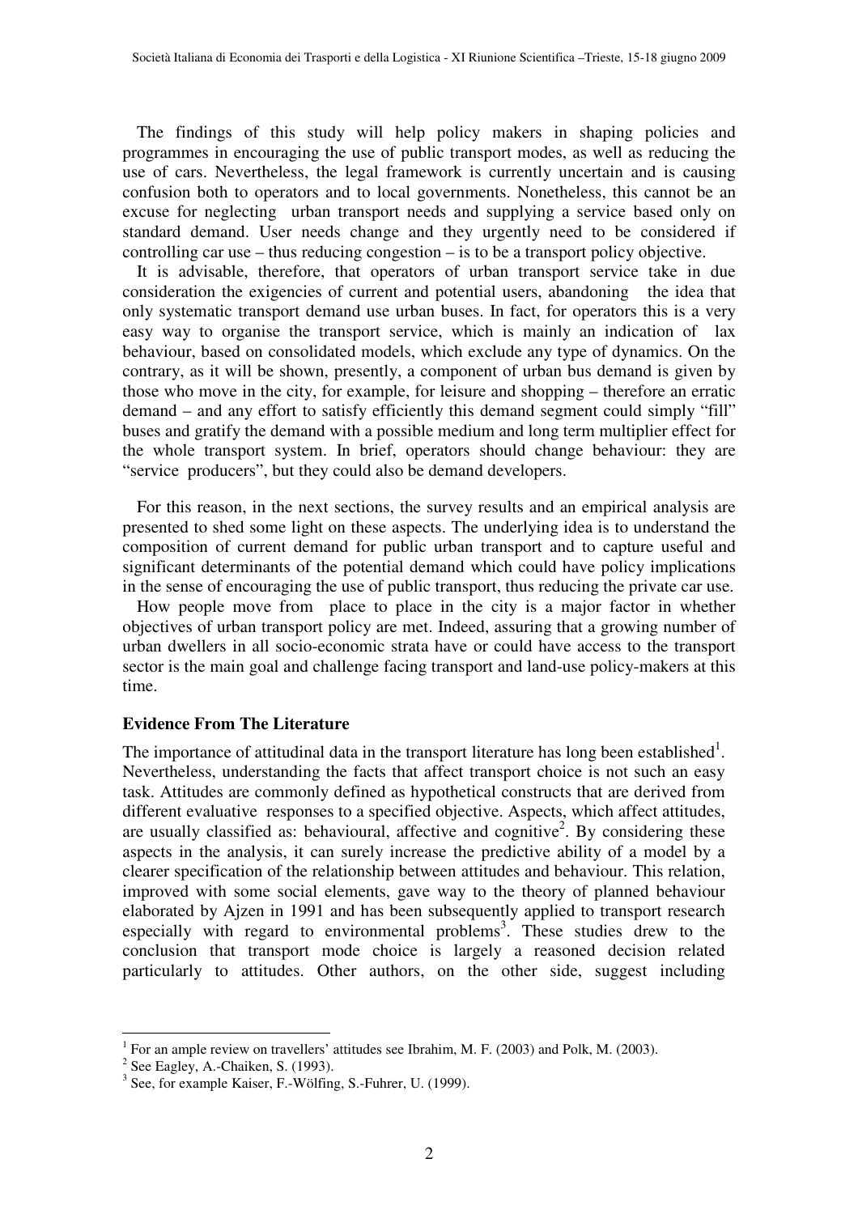The findings of this study will help policy makers in shaping policies and programmes in encouraging the use of public transport modes, as well as reducing the use of cars. Nevertheless, the legal framework is currently uncertain and is causing confusion both to operators and to local governments. Nonetheless, this cannot be an excuse for neglecting urban transport needs and supplying a service based only on standard demand. User needs change and they urgently need to be considered if controlling car use – thus reducing congestion – is to be a transport policy objective.

It is advisable, therefore, that operators of urban transport service take in due consideration the exigencies of current and potential users, abandoning the idea that only systematic transport demand use urban buses. In fact, for operators this is a very easy way to organise the transport service, which is mainly an indication of lax behaviour, based on consolidated models, which exclude any type of dynamics. On the contrary, as it will be shown, presently, a component of urban bus demand is given by those who move in the city, for example, for leisure and shopping – therefore an erratic demand – and any effort to satisfy efficiently this demand segment could simply "fill" buses and gratify the demand with a possible medium and long term multiplier effect for the whole transport system. In brief, operators should change behaviour: they are "service producers", but they could also be demand developers.

For this reason, in the next sections, the survey results and an empirical analysis are presented to shed some light on these aspects. The underlying idea is to understand the composition of current demand for public urban transport and to capture useful and significant determinants of the potential demand which could have policy implications in the sense of encouraging the use of public transport, thus reducing the private car use.

How people move from place to place in the city is a major factor in whether objectives of urban transport policy are met. Indeed, assuring that a growing number of urban dwellers in all socio-economic strata have or could have access to the transport sector is the main goal and challenge facing transport and land-use policy-makers at this time.

## Evidence From The Literature

The importance of attitudinal data in the transport literature has long been established[1]. Nevertheless, understanding the facts that affect transport choice is not such an easy task. Attitudes are commonly defined as hypothetical constructs that are derived from different evaluative responses to a specified objective. Aspects, which affect attitudes, are usually classified as: behavioural, affective and cognitive[2]. By considering these aspects in the analysis, it can surely increase the predictive ability of a model by a clearer specification of the relationship between attitudes and behaviour. This relation, improved with some social elements, gave way to the theory of planned behaviour elaborated by Ajzen in 1991 and has been subsequently applied to transport research especially with regard to environmental problems[3]. These studies drew to the conclusion that transport mode choice is largely a reasoned decision related particularly to attitudes. Other authors, on the other side, suggest including

---

[1] For an ample review on travellers' attitudes see Ibrahim, M. F. (2003) and Polk, M. (2003).

[2] See Eagley, A.-Chaiken, S. (1993).

[3] See, for example Kaiser, F.-Wölfing, S.-Fuhrer, U. (1999).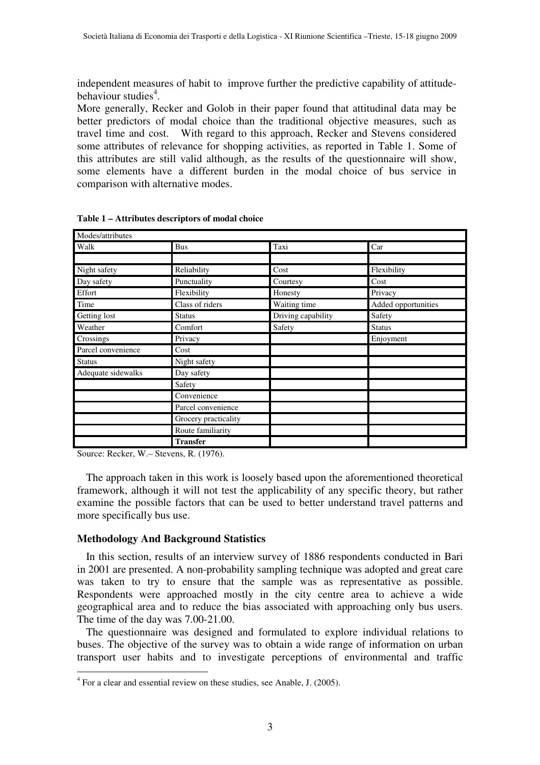independent measures of habit to improve further the predictive capability of attitude-behaviour studies[4].

More generally, Recker and Golob in their paper found that attitudinal data may be better predictors of modal choice than the traditional objective measures, such as travel time and cost. With regard to this approach, Recker and Stevens considered some attributes of relevance for shopping activities, as reported in Table 1. Some of this attributes are still valid although, as the results of the questionnaire will show, some elements have a different burden in the modal choice of bus service in comparison with alternative modes.

**Table 1 – Attributes descriptors of modal choice**

| Modes/attributes | | | |
|---|---|---|---|
| Walk | Bus | Taxi | Car |
| | | | |
| Night safety | Reliability | Cost | Flexibility |
| Day safety | Punctuality | Courtesy | Cost |
| Effort | Flexibility | Honesty | Privacy |
| Time | Class of riders | Waiting time | Added opportunities |
| Getting lost | Status | Driving capability | Safety |
| Weather | Comfort | Safety | Status |
| Crossings | Privacy | | Enjoyment |
| Parcel convenience | Cost | | |
| Status | Night safety | | |
| Adequate sidewalks | Day safety | | |
| | Safety | | |
| | Convenience | | |
| | Parcel convenience | | |
| | Grocery practicality | | |
| | Route familiarity | | |
| | **Transfer** | | |

Source: Recker, W.– Stevens, R. (1976).

The approach taken in this work is loosely based upon the aforementioned theoretical framework, although it will not test the applicability of any specific theory, but rather examine the possible factors that can be used to better understand travel patterns and more specifically bus use.

### Methodology And Background Statistics

In this section, results of an interview survey of 1886 respondents conducted in Bari in 2001 are presented. A non-probability sampling technique was adopted and great care was taken to try to ensure that the sample was as representative as possible. Respondents were approached mostly in the city centre area to achieve a wide geographical area and to reduce the bias associated with approaching only bus users. The time of the day was 7.00-21.00.

The questionnaire was designed and formulated to explore individual relations to buses. The objective of the survey was to obtain a wide range of information on urban transport user habits and to investigate perceptions of environmental and traffic

[4] For a clear and essential review on these studies, see Anable, J. (2005).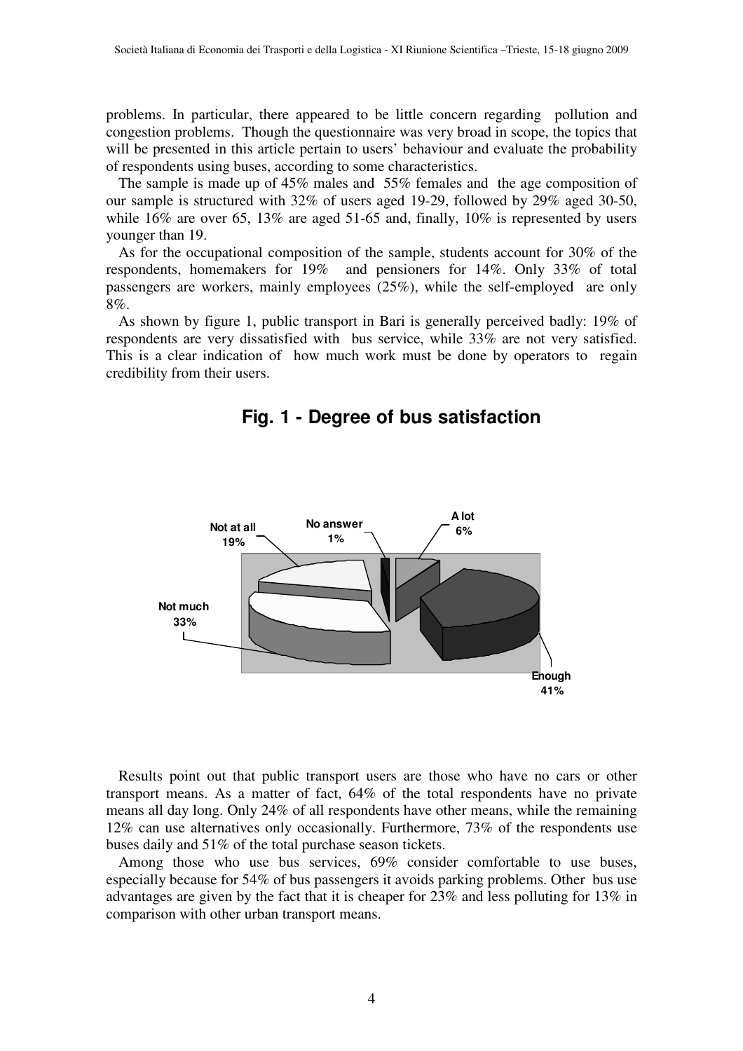problems. In particular, there appeared to be little concern regarding pollution and congestion problems. Though the questionnaire was very broad in scope, the topics that will be presented in this article pertain to users' behaviour and evaluate the probability of respondents using buses, according to some characteristics.

The sample is made up of 45% males and 55% females and the age composition of our sample is structured with 32% of users aged 19-29, followed by 29% aged 30-50, while 16% are over 65, 13% are aged 51-65 and, finally, 10% is represented by users younger than 19.

As for the occupational composition of the sample, students account for 30% of the respondents, homemakers for 19% and pensioners for 14%. Only 33% of total passengers are workers, mainly employees (25%), while the self-employed are only 8%.

As shown by figure 1, public transport in Bari is generally perceived badly: 19% of respondents are very dissatisfied with bus service, while 33% are not very satisfied. This is a clear indication of how much work must be done by operators to regain credibility from their users.

**Fig. 1 - Degree of bus satisfaction**

| Category | Share |
|---|---|
| A lot | 6% |
| Enough | 41% |
| Not much | 33% |
| Not at all | 19% |
| No answer | 1% |

Results point out that public transport users are those who have no cars or other transport means. As a matter of fact, 64% of the total respondents have no private means all day long. Only 24% of all respondents have other means, while the remaining 12% can use alternatives only occasionally. Furthermore, 73% of the respondents use buses daily and 51% of the total purchase season tickets.

Among those who use bus services, 69% consider comfortable to use buses, especially because for 54% of bus passengers it avoids parking problems. Other bus use advantages are given by the fact that it is cheaper for 23% and less polluting for 13% in comparison with other urban transport means.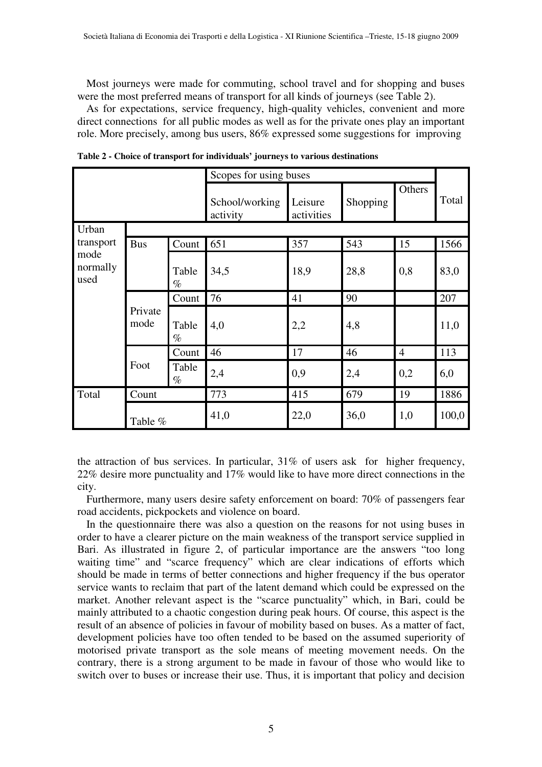Most journeys were made for commuting, school travel and for shopping and buses were the most preferred means of transport for all kinds of journeys (see Table 2).

As for expectations, service frequency, high-quality vehicles, convenient and more direct connections for all public modes as well as for the private ones play an important role. More precisely, among bus users, 86% expressed some suggestions for improving

**Table 2 - Choice of transport for individuals' journeys to various destinations**

| | | | Scopes for using buses | | | | |
|---|---|---|---|---|---|---|---|
| | | | School/working activity | Leisure activities | Shopping | Others | Total |
| Urban transport mode normally used | | | | | | | |
| | Bus | Count | 651 | 357 | 543 | 15 | 1566 |
| | | Table % | 34,5 | 18,9 | 28,8 | 0,8 | 83,0 |
| | Private mode | Count | 76 | 41 | 90 | | 207 |
| | | Table % | 4,0 | 2,2 | 4,8 | | 11,0 |
| | Foot | Count | 46 | 17 | 46 | 4 | 113 |
| | | Table % | 2,4 | 0,9 | 2,4 | 0,2 | 6,0 |
| Total | Count | | 773 | 415 | 679 | 19 | 1886 |
| | Table % | | 41,0 | 22,0 | 36,0 | 1,0 | 100,0 |

the attraction of bus services. In particular, 31% of users ask for higher frequency, 22% desire more punctuality and 17% would like to have more direct connections in the city.

Furthermore, many users desire safety enforcement on board: 70% of passengers fear road accidents, pickpockets and violence on board.

In the questionnaire there was also a question on the reasons for not using buses in order to have a clearer picture on the main weakness of the transport service supplied in Bari. As illustrated in figure 2, of particular importance are the answers "too long waiting time" and "scarce frequency" which are clear indications of efforts which should be made in terms of better connections and higher frequency if the bus operator service wants to reclaim that part of the latent demand which could be expressed on the market. Another relevant aspect is the "scarce punctuality" which, in Bari, could be mainly attributed to a chaotic congestion during peak hours. Of course, this aspect is the result of an absence of policies in favour of mobility based on buses. As a matter of fact, development policies have too often tended to be based on the assumed superiority of motorised private transport as the sole means of meeting movement needs. On the contrary, there is a strong argument to be made in favour of those who would like to switch over to buses or increase their use. Thus, it is important that policy and decision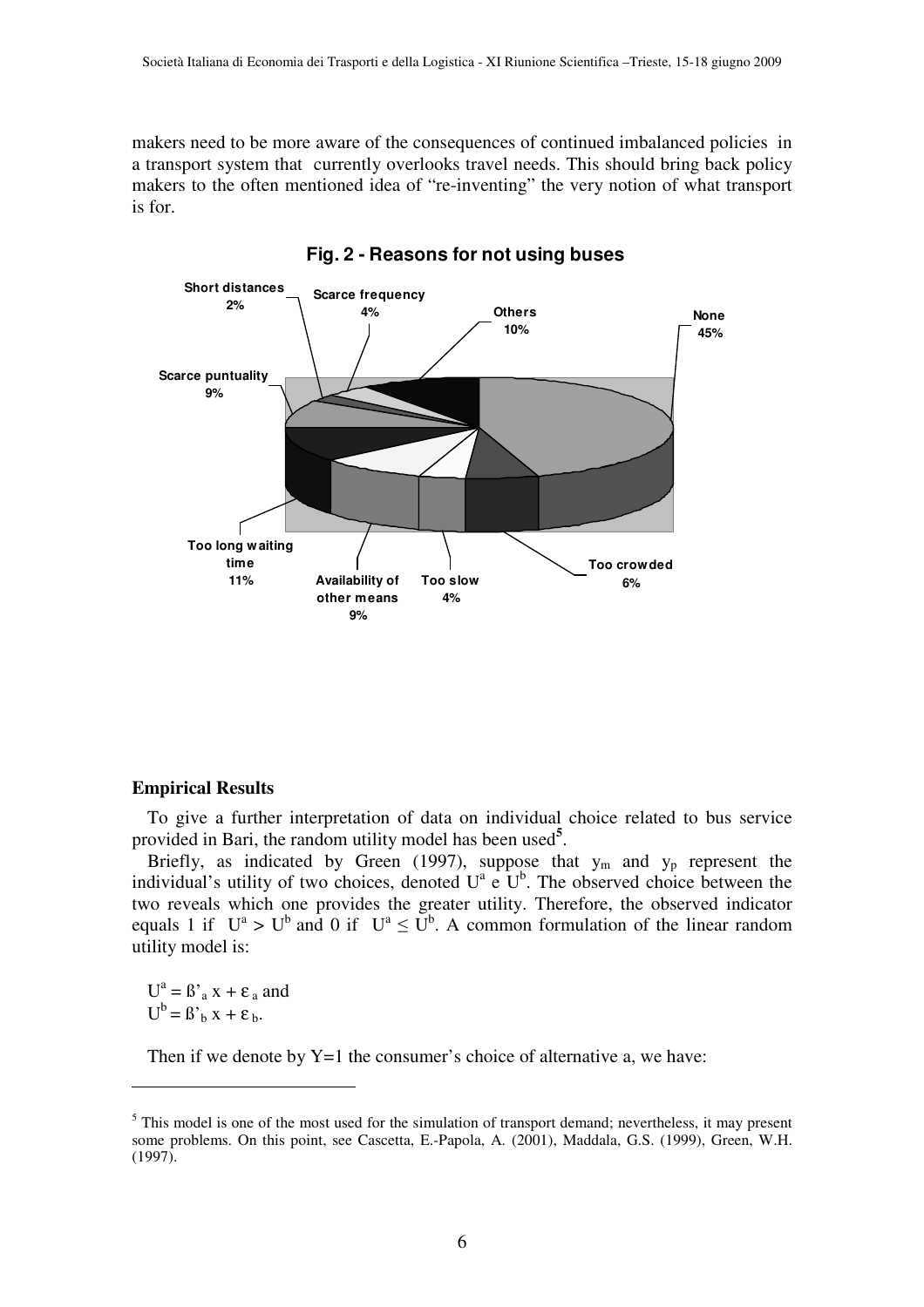makers need to be more aware of the consequences of continued imbalanced policies in a transport system that currently overlooks travel needs. This should bring back policy makers to the often mentioned idea of "re-inventing" the very notion of what transport is for.

**Fig. 2 - Reasons for not using buses**

Short distances 2%; Scarce frequency 4%; Others 10%; None 45%; Scarce puntuality 9%; Too long waiting time 11%; Availability of other means 9%; Too slow 4%; Too crowded 6%

### Empirical Results

To give a further interpretation of data on individual choice related to bus service provided in Bari, the random utility model has been used[5].

Briefly, as indicated by Green (1997), suppose that $y_m$ and $y_p$ represent the individual's utility of two choices, denoted $U^a$ e $U^b$. The observed choice between the two reveals which one provides the greater utility. Therefore, the observed indicator equals 1 if $U^a > U^b$ and 0 if $U^a \leq U^b$. A common formulation of the linear random utility model is:

$U^a = \beta'_a x + \varepsilon_a$ and
$U^b = \beta'_b x + \varepsilon_b$.

Then if we denote by Y=1 the consumer's choice of alternative a, we have:

---

[5] This model is one of the most used for the simulation of transport demand; nevertheless, it may present some problems. On this point, see Cascetta, E.-Papola, A. (2001), Maddala, G.S. (1999), Green, W.H. (1997).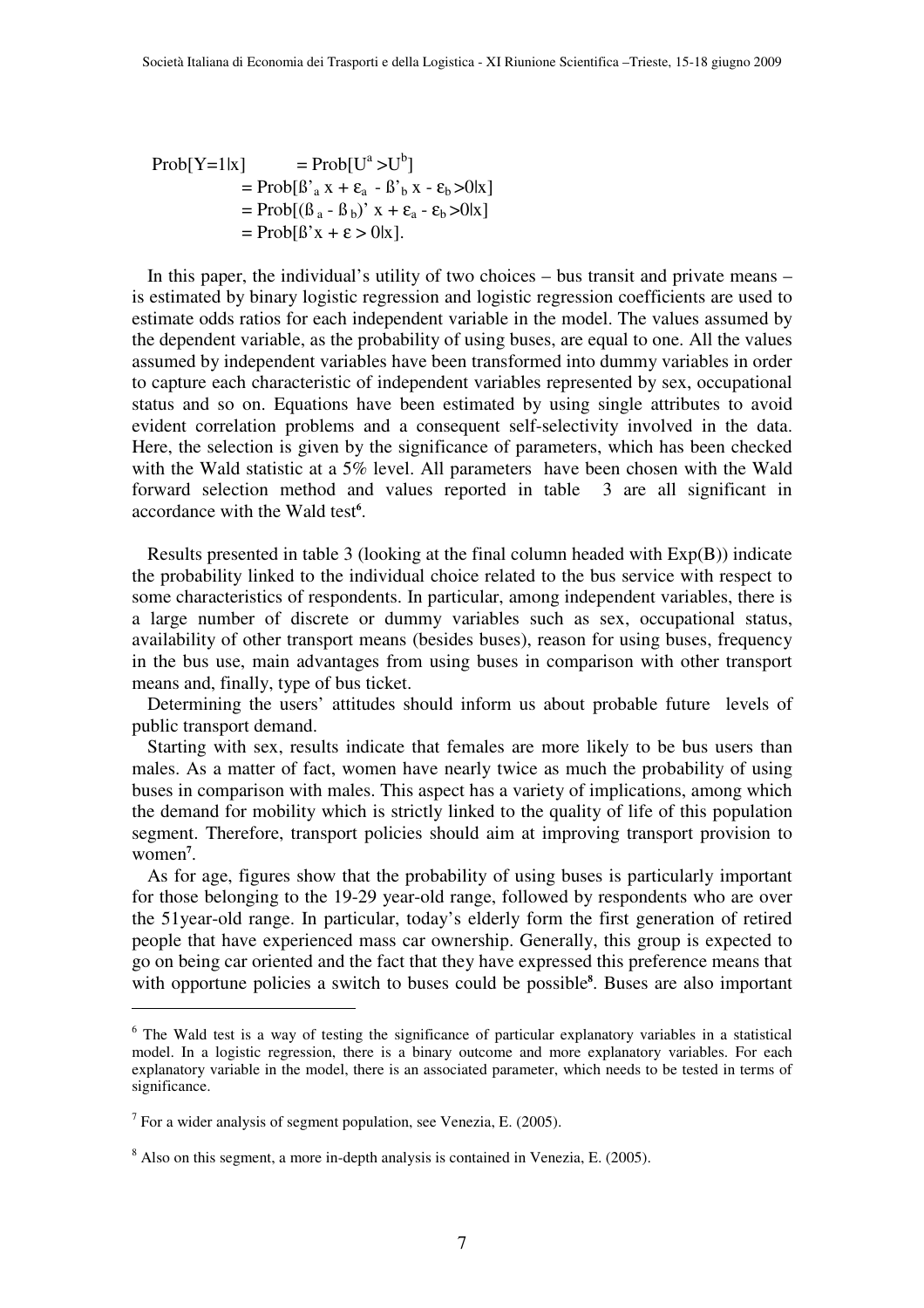$$
\begin{aligned}
\text{Prob}[Y=1|x] &= \text{Prob}[U^a > U^b] \\
&= \text{Prob}[ß'_a x + \varepsilon_a - ß'_b x - \varepsilon_b > 0|x] \\
&= \text{Prob}[(ß_a - ß_b)' x + \varepsilon_a - \varepsilon_b > 0|x] \\
&= \text{Prob}[ß' x + \varepsilon > 0|x].
\end{aligned}
$$

In this paper, the individual's utility of two choices – bus transit and private means – is estimated by binary logistic regression and logistic regression coefficients are used to estimate odds ratios for each independent variable in the model. The values assumed by the dependent variable, as the probability of using buses, are equal to one. All the values assumed by independent variables have been transformed into dummy variables in order to capture each characteristic of independent variables represented by sex, occupational status and so on. Equations have been estimated by using single attributes to avoid evident correlation problems and a consequent self-selectivity involved in the data. Here, the selection is given by the significance of parameters, which has been checked with the Wald statistic at a 5% level. All parameters have been chosen with the Wald forward selection method and values reported in table 3 are all significant in accordance with the Wald test[6].

Results presented in table 3 (looking at the final column headed with Exp(B)) indicate the probability linked to the individual choice related to the bus service with respect to some characteristics of respondents. In particular, among independent variables, there is a large number of discrete or dummy variables such as sex, occupational status, availability of other transport means (besides buses), reason for using buses, frequency in the bus use, main advantages from using buses in comparison with other transport means and, finally, type of bus ticket.

Determining the users' attitudes should inform us about probable future levels of public transport demand.

Starting with sex, results indicate that females are more likely to be bus users than males. As a matter of fact, women have nearly twice as much the probability of using buses in comparison with males. This aspect has a variety of implications, among which the demand for mobility which is strictly linked to the quality of life of this population segment. Therefore, transport policies should aim at improving transport provision to women[7].

As for age, figures show that the probability of using buses is particularly important for those belonging to the 19-29 year-old range, followed by respondents who are over the 51year-old range. In particular, today's elderly form the first generation of retired people that have experienced mass car ownership. Generally, this group is expected to go on being car oriented and the fact that they have expressed this preference means that with opportune policies a switch to buses could be possible[8]. Buses are also important

---

[6] The Wald test is a way of testing the significance of particular explanatory variables in a statistical model. In a logistic regression, there is a binary outcome and more explanatory variables. For each explanatory variable in the model, there is an associated parameter, which needs to be tested in terms of significance.

[7] For a wider analysis of segment population, see Venezia, E. (2005).

[8] Also on this segment, a more in-depth analysis is contained in Venezia, E. (2005).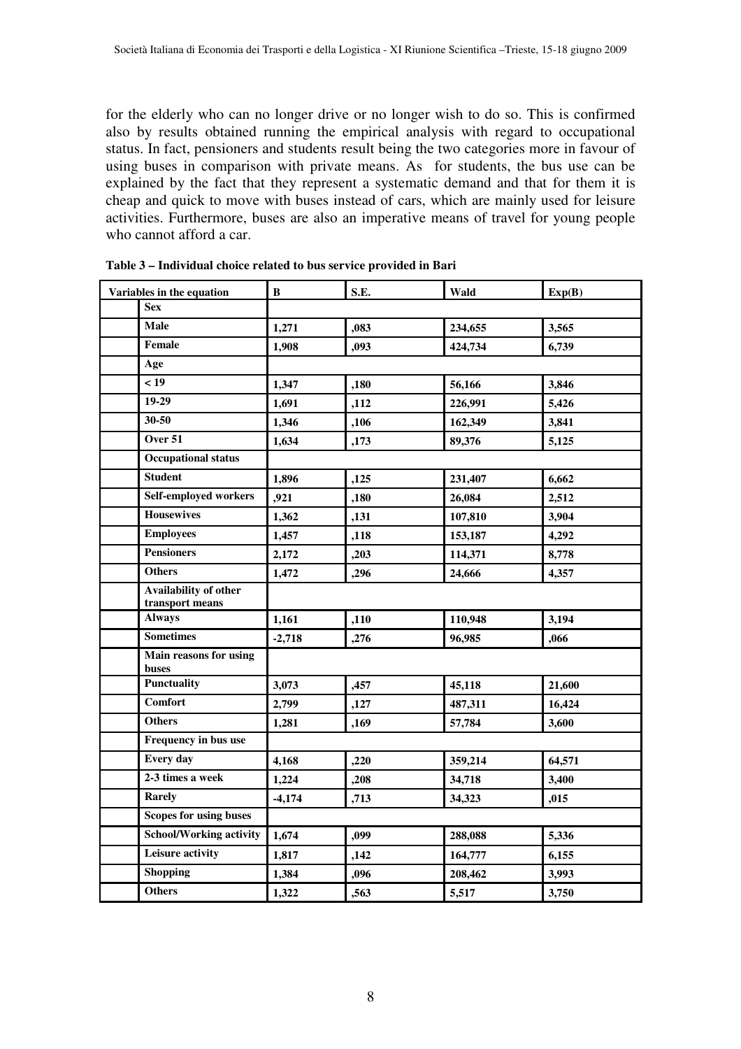for the elderly who can no longer drive or no longer wish to do so. This is confirmed also by results obtained running the empirical analysis with regard to occupational status. In fact, pensioners and students result being the two categories more in favour of using buses in comparison with private means. As for students, the bus use can be explained by the fact that they represent a systematic demand and that for them it is cheap and quick to move with buses instead of cars, which are mainly used for leisure activities. Furthermore, buses are also an imperative means of travel for young people who cannot afford a car.

**Table 3 – Individual choice related to bus service provided in Bari**

| Variables in the equation | | B | S.E. | Wald | Exp(B) |
|---|---|---|---|---|---|
| | **Sex** | | | | |
| | **Male** | 1,271 | ,083 | 234,655 | 3,565 |
| | **Female** | 1,908 | ,093 | 424,734 | 6,739 |
| | **Age** | | | | |
| | **< 19** | 1,347 | ,180 | 56,166 | 3,846 |
| | **19-29** | 1,691 | ,112 | 226,991 | 5,426 |
| | **30-50** | 1,346 | ,106 | 162,349 | 3,841 |
| | **Over 51** | 1,634 | ,173 | 89,376 | 5,125 |
| | **Occupational status** | | | | |
| | **Student** | 1,896 | ,125 | 231,407 | 6,662 |
| | **Self-employed workers** | ,921 | ,180 | 26,084 | 2,512 |
| | **Housewives** | 1,362 | ,131 | 107,810 | 3,904 |
| | **Employees** | 1,457 | ,118 | 153,187 | 4,292 |
| | **Pensioners** | 2,172 | ,203 | 114,371 | 8,778 |
| | **Others** | 1,472 | ,296 | 24,666 | 4,357 |
| | **Availability of other transport means** | | | | |
| | **Always** | 1,161 | ,110 | 110,948 | 3,194 |
| | **Sometimes** | -2,718 | ,276 | 96,985 | ,066 |
| | **Main reasons for using buses** | | | | |
| | **Punctuality** | 3,073 | ,457 | 45,118 | 21,600 |
| | **Comfort** | 2,799 | ,127 | 487,311 | 16,424 |
| | **Others** | 1,281 | ,169 | 57,784 | 3,600 |
| | **Frequency in bus use** | | | | |
| | **Every day** | 4,168 | ,220 | 359,214 | 64,571 |
| | **2-3 times a week** | 1,224 | ,208 | 34,718 | 3,400 |
| | **Rarely** | -4,174 | ,713 | 34,323 | ,015 |
| | **Scopes for using buses** | | | | |
| | **School/Working activity** | 1,674 | ,099 | 288,088 | 5,336 |
| | **Leisure activity** | 1,817 | ,142 | 164,777 | 6,155 |
| | **Shopping** | 1,384 | ,096 | 208,462 | 3,993 |
| | **Others** | 1,322 | ,563 | 5,517 | 3,750 |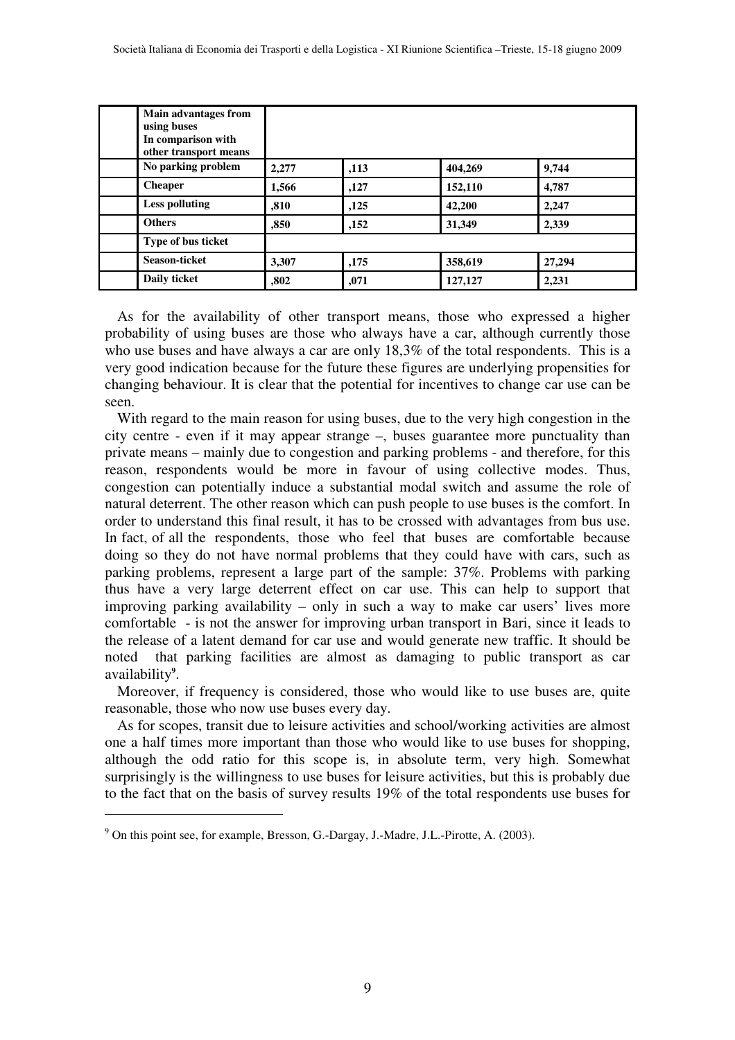| | | | | | |
|---|---|---|---|---|---|
| | **Main advantages from using buses In comparison with other transport means** | | | | |
| | **No parking problem** | **2,277** | **,113** | **404,269** | **9,744** |
| | **Cheaper** | **1,566** | **,127** | **152,110** | **4,787** |
| | **Less polluting** | **,810** | **,125** | **42,200** | **2,247** |
| | **Others** | **,850** | **,152** | **31,349** | **2,339** |
| | **Type of bus ticket** | | | | |
| | **Season-ticket** | **3,307** | **,175** | **358,619** | **27,294** |
| | **Daily ticket** | **,802** | **,071** | **127,127** | **2,231** |

As for the availability of other transport means, those who expressed a higher probability of using buses are those who always have a car, although currently those who use buses and have always a car are only 18,3% of the total respondents. This is a very good indication because for the future these figures are underlying propensities for changing behaviour. It is clear that the potential for incentives to change car use can be seen.

With regard to the main reason for using buses, due to the very high congestion in the city centre - even if it may appear strange –, buses guarantee more punctuality than private means – mainly due to congestion and parking problems - and therefore, for this reason, respondents would be more in favour of using collective modes. Thus, congestion can potentially induce a substantial modal switch and assume the role of natural deterrent. The other reason which can push people to use buses is the comfort. In order to understand this final result, it has to be crossed with advantages from bus use. In fact, of all the respondents, those who feel that buses are comfortable because doing so they do not have normal problems that they could have with cars, such as parking problems, represent a large part of the sample: 37%. Problems with parking thus have a very large deterrent effect on car use. This can help to support that improving parking availability – only in such a way to make car users' lives more comfortable - is not the answer for improving urban transport in Bari, since it leads to the release of a latent demand for car use and would generate new traffic. It should be noted that parking facilities are almost as damaging to public transport as car availability[9].

Moreover, if frequency is considered, those who would like to use buses are, quite reasonable, those who now use buses every day.

As for scopes, transit due to leisure activities and school/working activities are almost one a half times more important than those who would like to use buses for shopping, although the odd ratio for this scope is, in absolute term, very high. Somewhat surprisingly is the willingness to use buses for leisure activities, but this is probably due to the fact that on the basis of survey results 19% of the total respondents use buses for

[9] On this point see, for example, Bresson, G.-Dargay, J.-Madre, J.L.-Pirotte, A. (2003).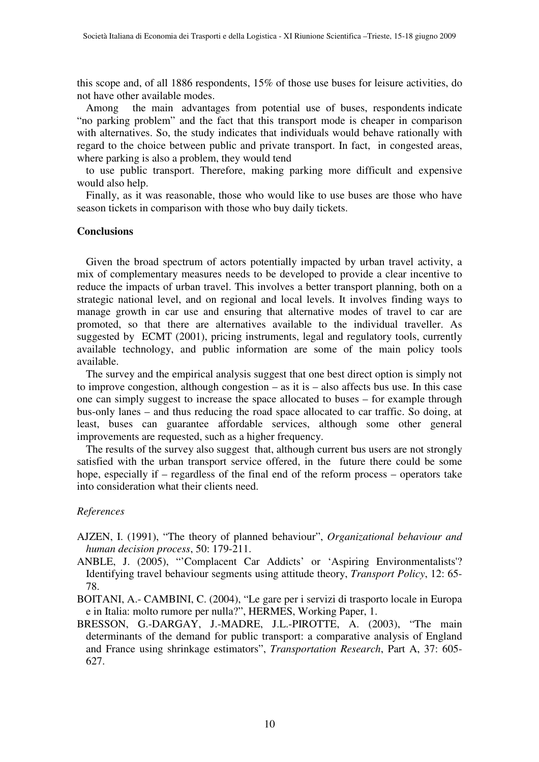this scope and, of all 1886 respondents, 15% of those use buses for leisure activities, do not have other available modes.

Among the main advantages from potential use of buses, respondents indicate "no parking problem" and the fact that this transport mode is cheaper in comparison with alternatives. So, the study indicates that individuals would behave rationally with regard to the choice between public and private transport. In fact, in congested areas, where parking is also a problem, they would tend

to use public transport. Therefore, making parking more difficult and expensive would also help.

Finally, as it was reasonable, those who would like to use buses are those who have season tickets in comparison with those who buy daily tickets.

**Conclusions**

Given the broad spectrum of actors potentially impacted by urban travel activity, a mix of complementary measures needs to be developed to provide a clear incentive to reduce the impacts of urban travel. This involves a better transport planning, both on a strategic national level, and on regional and local levels. It involves finding ways to manage growth in car use and ensuring that alternative modes of travel to car are promoted, so that there are alternatives available to the individual traveller. As suggested by ECMT (2001), pricing instruments, legal and regulatory tools, currently available technology, and public information are some of the main policy tools available.

The survey and the empirical analysis suggest that one best direct option is simply not to improve congestion, although congestion – as it is – also affects bus use. In this case one can simply suggest to increase the space allocated to buses – for example through bus-only lanes – and thus reducing the road space allocated to car traffic. So doing, at least, buses can guarantee affordable services, although some other general improvements are requested, such as a higher frequency.

The results of the survey also suggest that, although current bus users are not strongly satisfied with the urban transport service offered, in the future there could be some hope, especially if – regardless of the final end of the reform process – operators take into consideration what their clients need.

*References*

AJZEN, I. (1991), "The theory of planned behaviour", *Organizational behaviour and human decision process*, 50: 179-211.

ANBLE, J. (2005), "'Complacent Car Addicts' or 'Aspiring Environmentalists'? Identifying travel behaviour segments using attitude theory, *Transport Policy*, 12: 65-78.

BOITANI, A.- CAMBINI, C. (2004), "Le gare per i servizi di trasporto locale in Europa e in Italia: molto rumore per nulla?", HERMES, Working Paper, 1.

BRESSON, G.-DARGAY, J.-MADRE, J.L.-PIROTTE, A. (2003), "The main determinants of the demand for public transport: a comparative analysis of England and France using shrinkage estimators", *Transportation Research*, Part A, 37: 605-627.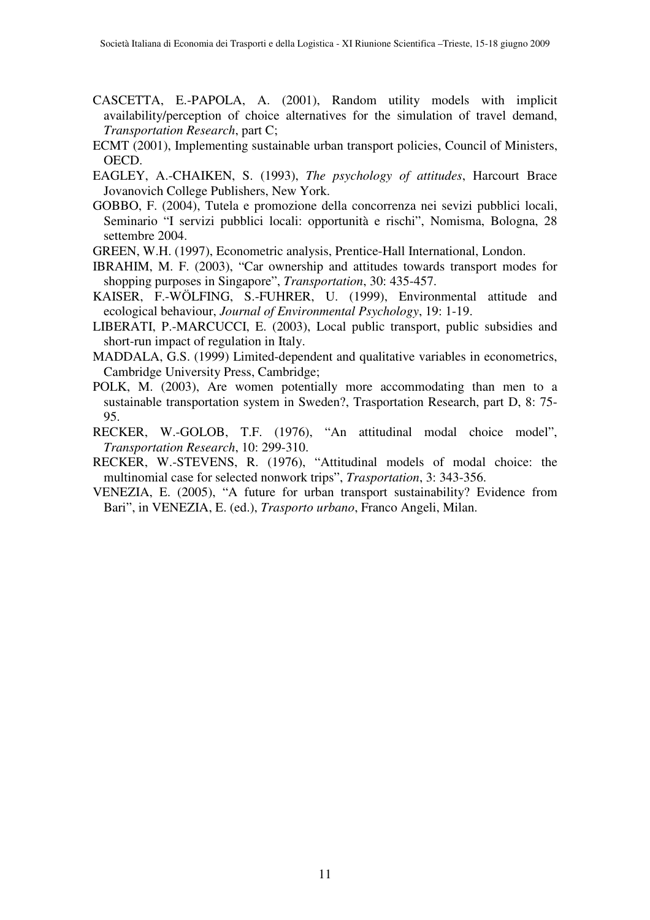CASCETTA, E.-PAPOLA, A. (2001), Random utility models with implicit availability/perception of choice alternatives for the simulation of travel demand, *Transportation Research*, part C;

ECMT (2001), Implementing sustainable urban transport policies, Council of Ministers, OECD.

EAGLEY, A.-CHAIKEN, S. (1993), *The psychology of attitudes*, Harcourt Brace Jovanovich College Publishers, New York.

GOBBO, F. (2004), Tutela e promozione della concorrenza nei sevizi pubblici locali, Seminario "I servizi pubblici locali: opportunità e rischi", Nomisma, Bologna, 28 settembre 2004.

GREEN, W.H. (1997), Econometric analysis, Prentice-Hall International, London.

IBRAHIM, M. F. (2003), "Car ownership and attitudes towards transport modes for shopping purposes in Singapore", *Transportation*, 30: 435-457.

KAISER, F.-WÖLFING, S.-FUHRER, U. (1999), Environmental attitude and ecological behaviour, *Journal of Environmental Psychology*, 19: 1-19.

LIBERATI, P.-MARCUCCI, E. (2003), Local public transport, public subsidies and short-run impact of regulation in Italy.

MADDALA, G.S. (1999) Limited-dependent and qualitative variables in econometrics, Cambridge University Press, Cambridge;

POLK, M. (2003), Are women potentially more accommodating than men to a sustainable transportation system in Sweden?, Trasportation Research, part D, 8: 75-95.

RECKER, W.-GOLOB, T.F. (1976), "An attitudinal modal choice model", *Transportation Research*, 10: 299-310.

RECKER, W.-STEVENS, R. (1976), "Attitudinal models of modal choice: the multinomial case for selected nonwork trips", *Trasportation*, 3: 343-356.

VENEZIA, E. (2005), "A future for urban transport sustainability? Evidence from Bari", in VENEZIA, E. (ed.), *Trasporto urbano*, Franco Angeli, Milan.